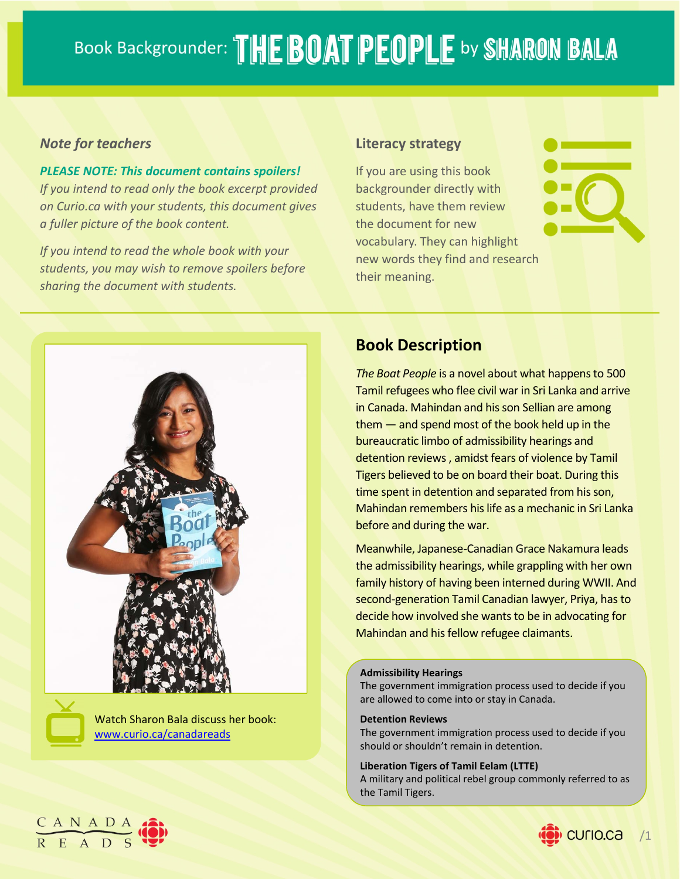# Book Backgrounder: THE BOAT PEOPLE by SHARON BALA

## *Note for teachers*

***PLEASE NOTE: This document contains spoilers!***
*If you intend to read only the book excerpt provided on Curio.ca with your students, this document gives a fuller picture of the book content.*

*If you intend to read the whole book with your students, you may wish to remove spoilers before sharing the document with students.*

## Literacy strategy

If you are using this book backgrounder directly with students, have them review the document for new vocabulary. They can highlight new words they find and research their meaning.

Watch Sharon Bala discuss her book: [www.curio.ca/canadareads](www.curio.ca/canadareads)

## Book Description

*The Boat People* is a novel about what happens to 500 Tamil refugees who flee civil war in Sri Lanka and arrive in Canada. Mahindan and his son Sellian are among them — and spend most of the book held up in the bureaucratic limbo of admissibility hearings and detention reviews , amidst fears of violence by Tamil Tigers believed to be on board their boat. During this time spent in detention and separated from his son, Mahindan remembers his life as a mechanic in Sri Lanka before and during the war.

Meanwhile, Japanese-Canadian Grace Nakamura leads the admissibility hearings, while grappling with her own family history of having been interned during WWII. And second-generation Tamil Canadian lawyer, Priya, has to decide how involved she wants to be in advocating for Mahindan and his fellow refugee claimants.

**Admissibility Hearings**
The government immigration process used to decide if you are allowed to come into or stay in Canada.

**Detention Reviews**
The government immigration process used to decide if you should or shouldn't remain in detention.

**Liberation Tigers of Tamil Eelam (LTTE)**
A military and political rebel group commonly referred to as the Tamil Tigers.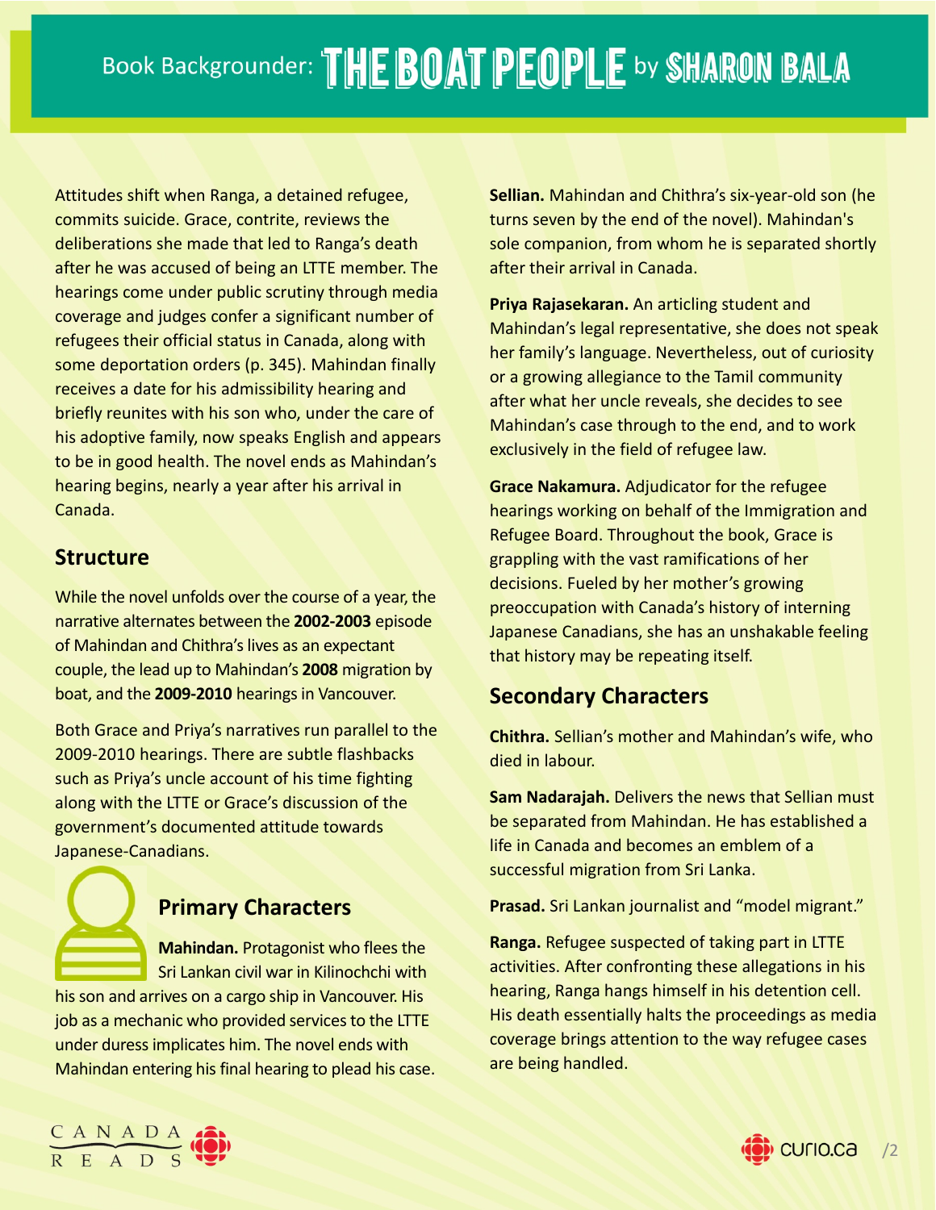Attitudes shift when Ranga, a detained refugee, commits suicide. Grace, contrite, reviews the deliberations she made that led to Ranga's death after he was accused of being an LTTE member. The hearings come under public scrutiny through media coverage and judges confer a significant number of refugees their official status in Canada, along with some deportation orders (p. 345). Mahindan finally receives a date for his admissibility hearing and briefly reunites with his son who, under the care of his adoptive family, now speaks English and appears to be in good health. The novel ends as Mahindan's hearing begins, nearly a year after his arrival in Canada.

## Structure

While the novel unfolds over the course of a year, the narrative alternates between the **2002-2003** episode of Mahindan and Chithra's lives as an expectant couple, the lead up to Mahindan's **2008** migration by boat, and the **2009-2010** hearings in Vancouver.

Both Grace and Priya's narratives run parallel to the 2009-2010 hearings. There are subtle flashbacks such as Priya's uncle account of his time fighting along with the LTTE or Grace's discussion of the government's documented attitude towards Japanese-Canadians.

## Primary Characters

**Mahindan.** Protagonist who flees the Sri Lankan civil war in Kilinochchi with his son and arrives on a cargo ship in Vancouver. His job as a mechanic who provided services to the LTTE under duress implicates him. The novel ends with Mahindan entering his final hearing to plead his case.

**Sellian.** Mahindan and Chithra's six-year-old son (he turns seven by the end of the novel). Mahindan's sole companion, from whom he is separated shortly after their arrival in Canada.

**Priya Rajasekaran.** An articling student and Mahindan's legal representative, she does not speak her family's language. Nevertheless, out of curiosity or a growing allegiance to the Tamil community after what her uncle reveals, she decides to see Mahindan's case through to the end, and to work exclusively in the field of refugee law.

**Grace Nakamura.** Adjudicator for the refugee hearings working on behalf of the Immigration and Refugee Board. Throughout the book, Grace is grappling with the vast ramifications of her decisions. Fueled by her mother's growing preoccupation with Canada's history of interning Japanese Canadians, she has an unshakable feeling that history may be repeating itself.

## Secondary Characters

**Chithra.** Sellian's mother and Mahindan's wife, who died in labour.

**Sam Nadarajah.** Delivers the news that Sellian must be separated from Mahindan. He has established a life in Canada and becomes an emblem of a successful migration from Sri Lanka.

**Prasad.** Sri Lankan journalist and "model migrant."

**Ranga.** Refugee suspected of taking part in LTTE activities. After confronting these allegations in his hearing, Ranga hangs himself in his detention cell. His death essentially halts the proceedings as media coverage brings attention to the way refugee cases are being handled.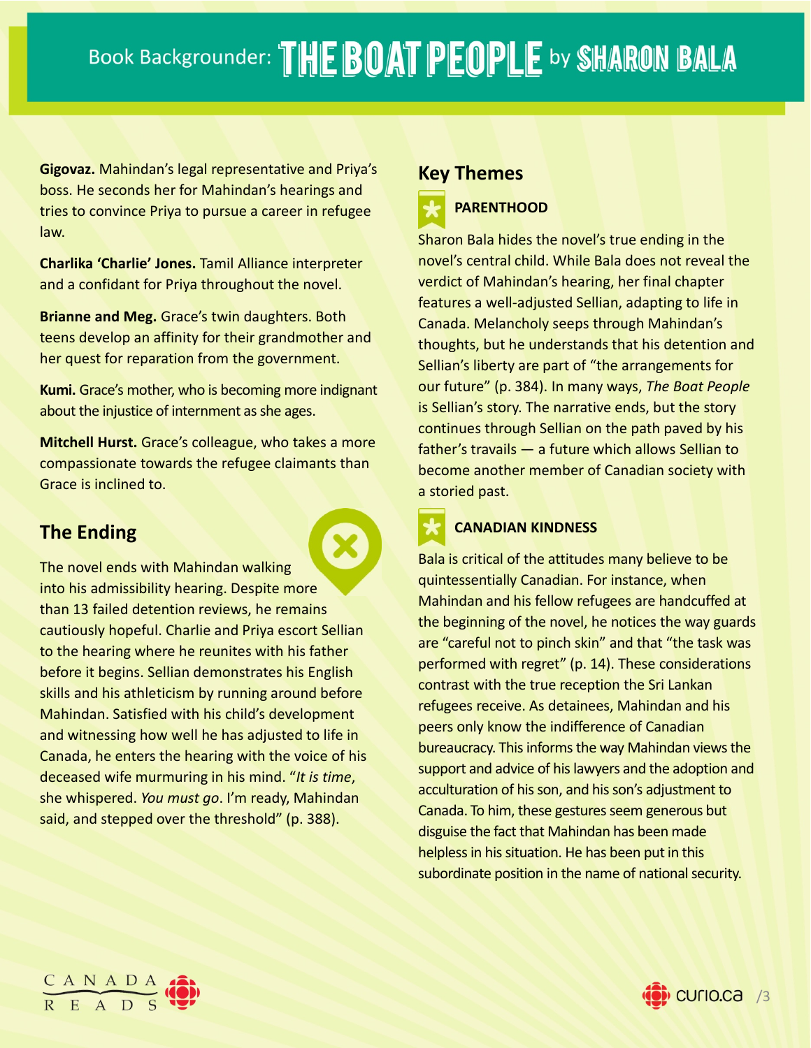**Gigovaz.** Mahindan's legal representative and Priya's boss. He seconds her for Mahindan's hearings and tries to convince Priya to pursue a career in refugee law.

**Charlika 'Charlie' Jones.** Tamil Alliance interpreter and a confidant for Priya throughout the novel.

**Brianne and Meg.** Grace's twin daughters. Both teens develop an affinity for their grandmother and her quest for reparation from the government.

**Kumi.** Grace's mother, who is becoming more indignant about the injustice of internment as she ages.

**Mitchell Hurst.** Grace's colleague, who takes a more compassionate towards the refugee claimants than Grace is inclined to.

## The Ending

The novel ends with Mahindan walking into his admissibility hearing. Despite more than 13 failed detention reviews, he remains cautiously hopeful. Charlie and Priya escort Sellian to the hearing where he reunites with his father before it begins. Sellian demonstrates his English skills and his athleticism by running around before Mahindan. Satisfied with his child's development and witnessing how well he has adjusted to life in Canada, he enters the hearing with the voice of his deceased wife murmuring in his mind. "*It is time*, she whispered. *You must go*. I'm ready, Mahindan said, and stepped over the threshold" (p. 388).

## Key Themes

### PARENTHOOD

Sharon Bala hides the novel's true ending in the novel's central child. While Bala does not reveal the verdict of Mahindan's hearing, her final chapter features a well-adjusted Sellian, adapting to life in Canada. Melancholy seeps through Mahindan's thoughts, but he understands that his detention and Sellian's liberty are part of "the arrangements for our future" (p. 384). In many ways, *The Boat People* is Sellian's story. The narrative ends, but the story continues through Sellian on the path paved by his father's travails — a future which allows Sellian to become another member of Canadian society with a storied past.

### CANADIAN KINDNESS

Bala is critical of the attitudes many believe to be quintessentially Canadian. For instance, when Mahindan and his fellow refugees are handcuffed at the beginning of the novel, he notices the way guards are "careful not to pinch skin" and that "the task was performed with regret" (p. 14). These considerations contrast with the true reception the Sri Lankan refugees receive. As detainees, Mahindan and his peers only know the indifference of Canadian bureaucracy. This informs the way Mahindan views the support and advice of his lawyers and the adoption and acculturation of his son, and his son's adjustment to Canada. To him, these gestures seem generous but disguise the fact that Mahindan has been made helpless in his situation. He has been put in this subordinate position in the name of national security.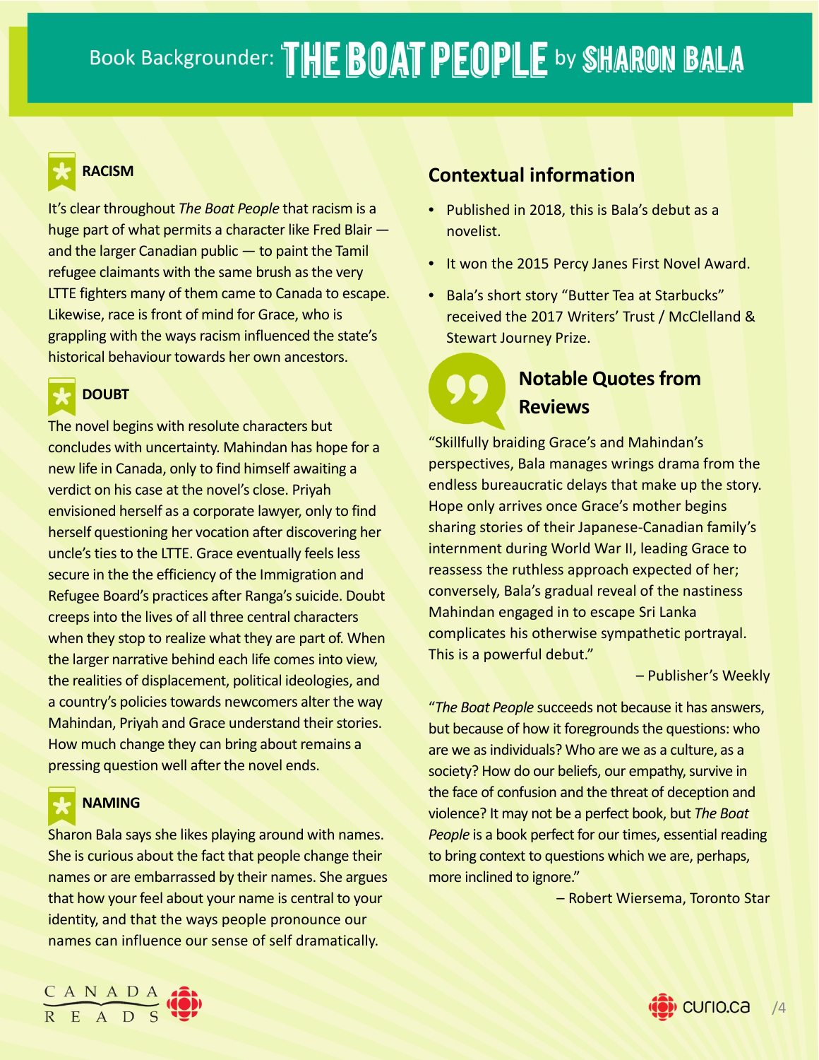# Book Backgrounder: THE BOAT PEOPLE by SHARON BALA

### RACISM

It's clear throughout *The Boat People* that racism is a huge part of what permits a character like Fred Blair — and the larger Canadian public — to paint the Tamil refugee claimants with the same brush as the very LTTE fighters many of them came to Canada to escape. Likewise, race is front of mind for Grace, who is grappling with the ways racism influenced the state's historical behaviour towards her own ancestors.

### DOUBT

The novel begins with resolute characters but concludes with uncertainty. Mahindan has hope for a new life in Canada, only to find himself awaiting a verdict on his case at the novel's close. Priyah envisioned herself as a corporate lawyer, only to find herself questioning her vocation after discovering her uncle's ties to the LTTE. Grace eventually feels less secure in the the efficiency of the Immigration and Refugee Board's practices after Ranga's suicide. Doubt creeps into the lives of all three central characters when they stop to realize what they are part of. When the larger narrative behind each life comes into view, the realities of displacement, political ideologies, and a country's policies towards newcomers alter the way Mahindan, Priyah and Grace understand their stories. How much change they can bring about remains a pressing question well after the novel ends.

### NAMING

Sharon Bala says she likes playing around with names. She is curious about the fact that people change their names or are embarrassed by their names. She argues that how your feel about your name is central to your identity, and that the ways people pronounce our names can influence our sense of self dramatically.

## Contextual information

- Published in 2018, this is Bala's debut as a novelist.
- It won the 2015 Percy Janes First Novel Award.
- Bala's short story "Butter Tea at Starbucks" received the 2017 Writers' Trust / McClelland & Stewart Journey Prize.

## Notable Quotes from Reviews

"Skillfully braiding Grace's and Mahindan's perspectives, Bala manages wrings drama from the endless bureaucratic delays that make up the story. Hope only arrives once Grace's mother begins sharing stories of their Japanese-Canadian family's internment during World War II, leading Grace to reassess the ruthless approach expected of her; conversely, Bala's gradual reveal of the nastiness Mahindan engaged in to escape Sri Lanka complicates his otherwise sympathetic portrayal. This is a powerful debut."

– Publisher's Weekly

"*The Boat People* succeeds not because it has answers, but because of how it foregrounds the questions: who are we as individuals? Who are we as a culture, as a society? How do our beliefs, our empathy, survive in the face of confusion and the threat of deception and violence? It may not be a perfect book, but *The Boat People* is a book perfect for our times, essential reading to bring context to questions which we are, perhaps, more inclined to ignore."

– Robert Wiersema, Toronto Star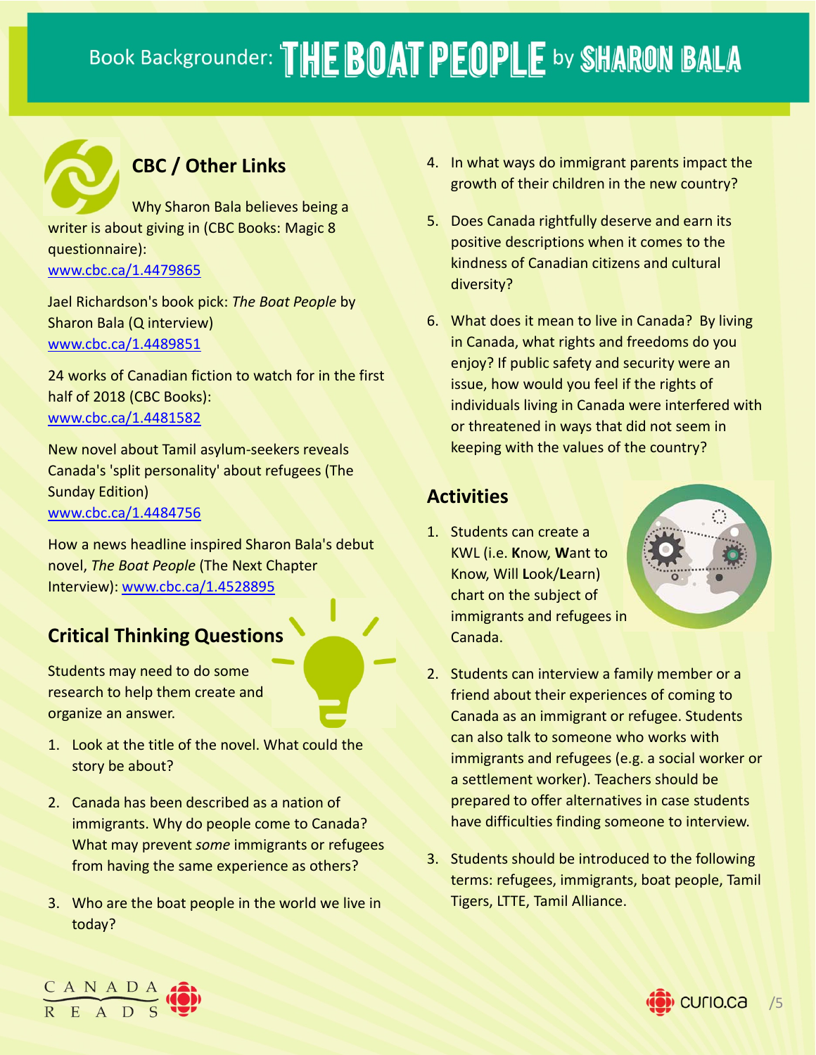# Book Backgrounder: THE BOAT PEOPLE by SHARON BALA

## CBC / Other Links

Why Sharon Bala believes being a writer is about giving in (CBC Books: Magic 8 questionnaire): www.cbc.ca/1.4479865

Jael Richardson's book pick: *The Boat People* by Sharon Bala (Q interview) www.cbc.ca/1.4489851

24 works of Canadian fiction to watch for in the first half of 2018 (CBC Books): www.cbc.ca/1.4481582

New novel about Tamil asylum-seekers reveals Canada's 'split personality' about refugees (The Sunday Edition) www.cbc.ca/1.4484756

How a news headline inspired Sharon Bala's debut novel, *The Boat People* (The Next Chapter Interview): www.cbc.ca/1.4528895

## Critical Thinking Questions

Students may need to do some research to help them create and organize an answer.

1. Look at the title of the novel. What could the story be about?
2. Canada has been described as a nation of immigrants. Why do people come to Canada? What may prevent *some* immigrants or refugees from having the same experience as others?
3. Who are the boat people in the world we live in today?
4. In what ways do immigrant parents impact the growth of their children in the new country?
5. Does Canada rightfully deserve and earn its positive descriptions when it comes to the kindness of Canadian citizens and cultural diversity?
6. What does it mean to live in Canada? By living in Canada, what rights and freedoms do you enjoy? If public safety and security were an issue, how would you feel if the rights of individuals living in Canada were interfered with or threatened in ways that did not seem in keeping with the values of the country?

## Activities

1. Students can create a KWL (i.e. **K**now, **W**ant to Know, Will **L**ook/**L**earn) chart on the subject of immigrants and refugees in Canada.
2. Students can interview a family member or a friend about their experiences of coming to Canada as an immigrant or refugee. Students can also talk to someone who works with immigrants and refugees (e.g. a social worker or a settlement worker). Teachers should be prepared to offer alternatives in case students have difficulties finding someone to interview.
3. Students should be introduced to the following terms: refugees, immigrants, boat people, Tamil Tigers, LTTE, Tamil Alliance.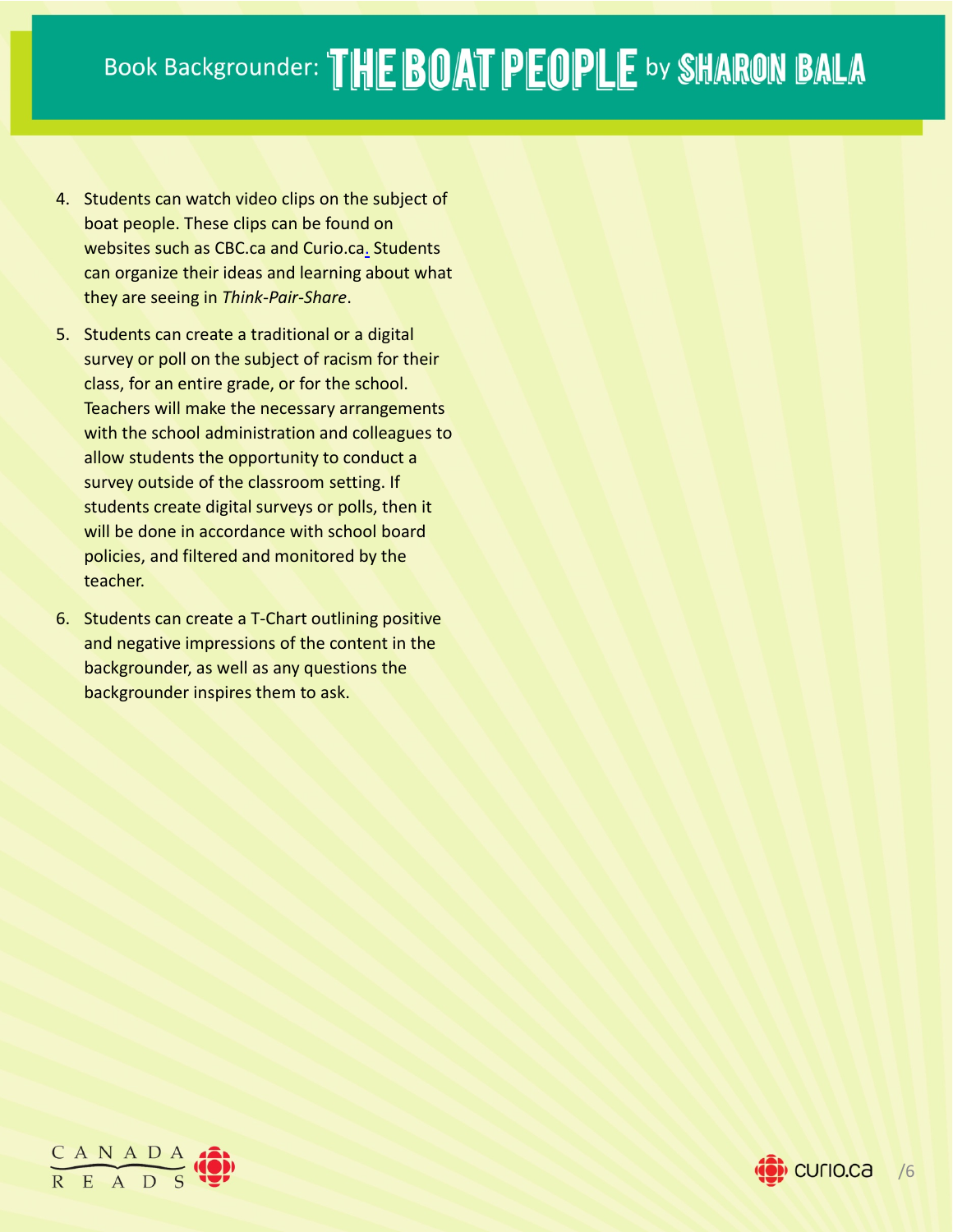4. Students can watch video clips on the subject of boat people. These clips can be found on websites such as CBC.ca and Curio.ca. Students can organize their ideas and learning about what they are seeing in *Think-Pair-Share*.
5. Students can create a traditional or a digital survey or poll on the subject of racism for their class, for an entire grade, or for the school. Teachers will make the necessary arrangements with the school administration and colleagues to allow students the opportunity to conduct a survey outside of the classroom setting. If students create digital surveys or polls, then it will be done in accordance with school board policies, and filtered and monitored by the teacher.
6. Students can create a T-Chart outlining positive and negative impressions of the content in the backgrounder, as well as any questions the backgrounder inspires them to ask.